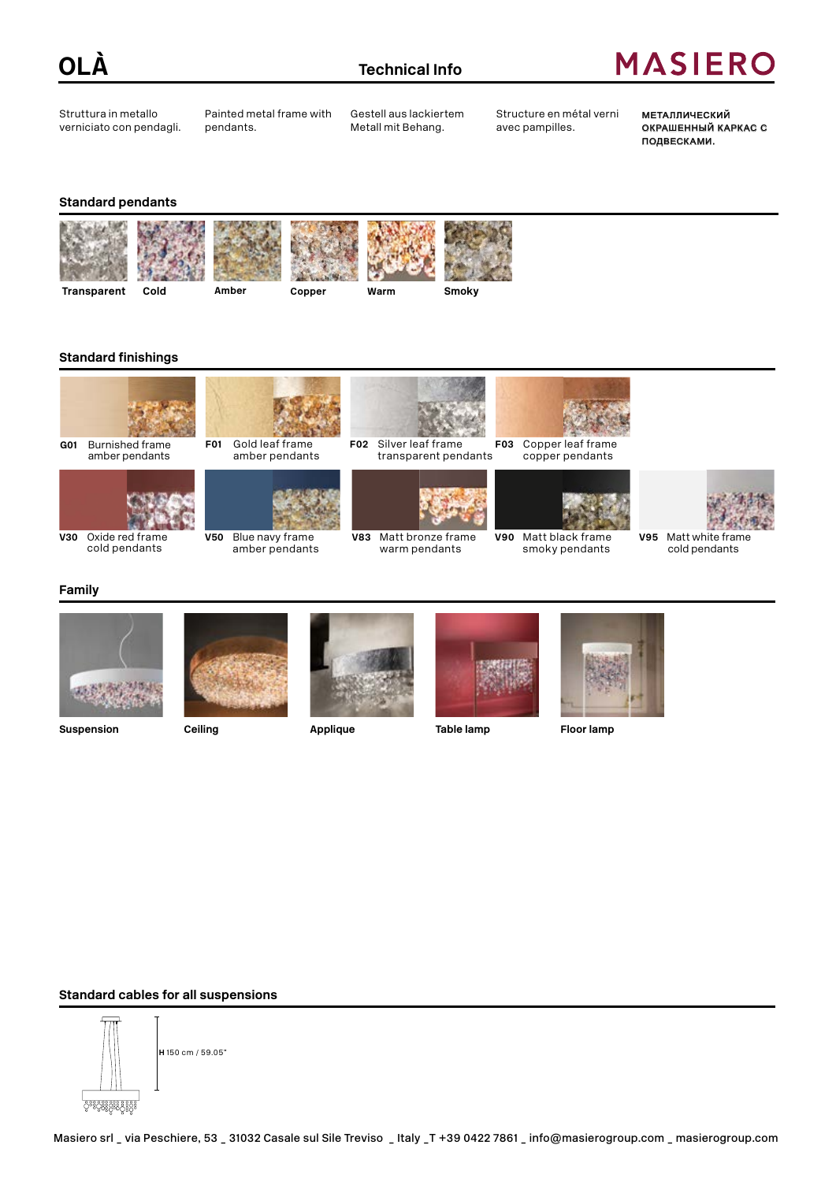# OLÀ

## Technical Info

MASIERO

Struttura in metallo verniciato con pendagli.

Painted metal frame with pendants.

Gestell aus lackiertem Metall mit Behang.

Structure en métal verni avec pampilles.

МЕТАЛЛИЧЕСКИЙ ОКРАШЕННЫЙ КАРКАС С ПОДВЕСКАМИ.

### Standard pendants

Transparent | Cold | Amber | Copper | Warm | Smoky

### Standard finishings

**G01** Burnished frame amber pendants

**F01** Gold leaf frame amber pendants

**F02** Silver leaf frame transparent pendants

**F03** Copper leaf frame copper pendants

**V30** Oxide red frame cold pendants

**V50** Blue navy frame amber pendants

**V83** Matt bronze frame warm pendants

**V90** Matt black frame smoky pendants

**V95** Matt white frame cold pendants

### Family

Suspension | Ceiling | Applique | Table lamp | Floor lamp

### Standard cables for all suspensions

H 150 cm / 59.05"

Masiero srl _ via Peschiere, 53 _ 31032 Casale sul Sile Treviso _ Italy _T +39 0422 7861 _ info@masierogroup.com _ masierogroup.com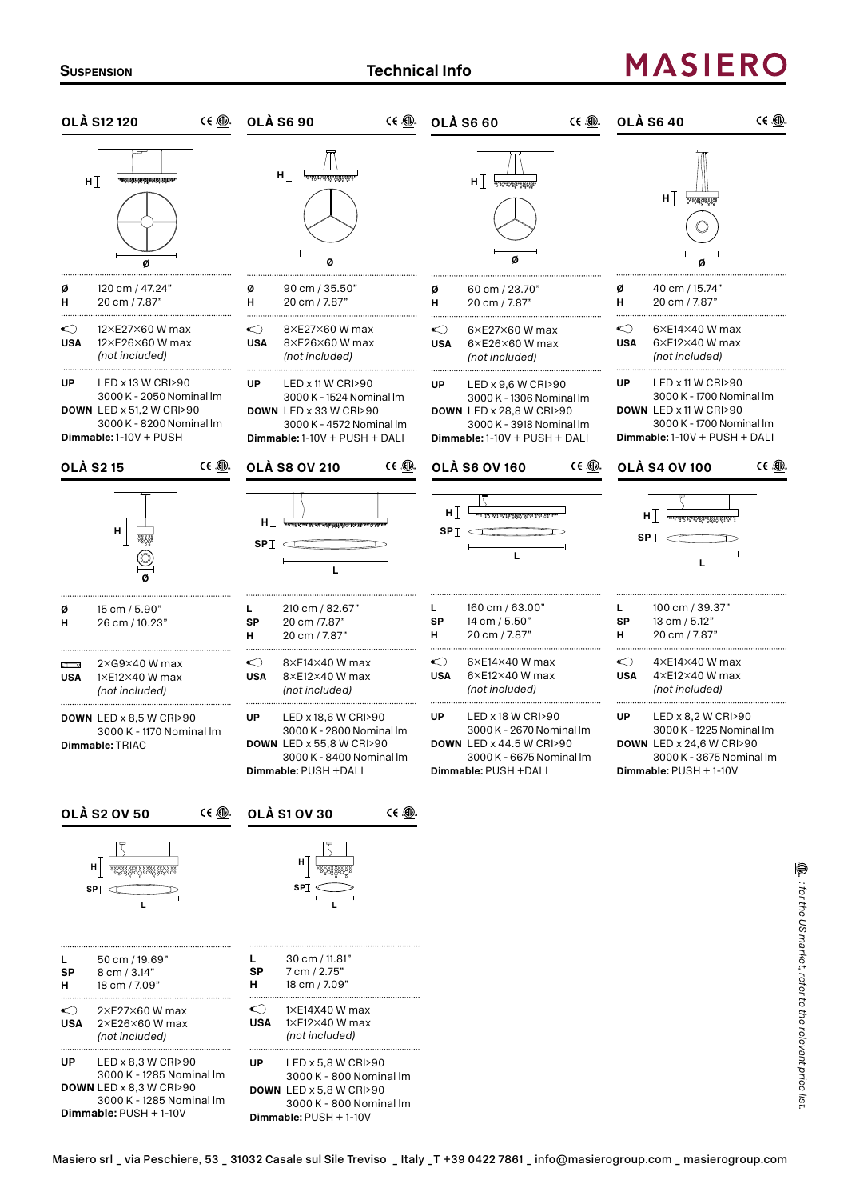# Suspension

## Technical Info

MASIERO

### OLÀ S12 120

| | |
|---|---|
| **Ø** | 120 cm / 47.24" |
| **H** | 20 cm / 7.87" |

| | |
|---|---|
| | 12×E27×60 W max |
| **USA** | 12×E26×60 W max |
| | *(not included)* |

**UP** LED x 13 W CRI>90
3000 K - 2050 Nominal lm
**DOWN** LED x 51,2 W CRI>90
3000 K - 8200 Nominal lm
**Dimmable:** 1-10V + PUSH

### OLÀ S6 90

| | |
|---|---|
| **Ø** | 90 cm / 35.50" |
| **H** | 20 cm / 7.87" |

| | |
|---|---|
| | 8×E27×60 W max |
| **USA** | 8×E26×60 W max |
| | *(not included)* |

**UP** LED x 11 W CRI>90
3000 K - 1524 Nominal lm
**DOWN** LED x 33 W CRI>90
3000 K - 4572 Nominal lm
**Dimmable:** 1-10V + PUSH + DALI

### OLÀ S6 60

| | |
|---|---|
| **Ø** | 60 cm / 23.70" |
| **H** | 20 cm / 7.87" |

| | |
|---|---|
| | 6×E27×60 W max |
| **USA** | 6×E26×60 W max |
| | *(not included)* |

**UP** LED x 9,6 W CRI>90
3000 K - 1306 Nominal lm
**DOWN** LED x 28,8 W CRI>90
3000 K - 3918 Nominal lm
**Dimmable:** 1-10V + PUSH + DALI

### OLÀ S6 40

| | |
|---|---|
| **Ø** | 40 cm / 15.74" |
| **H** | 20 cm / 7.87" |

| | |
|---|---|
| | 6×E14×40 W max |
| **USA** | 6×E12×40 W max |
| | *(not included)* |

**UP** LED x 11 W CRI>90
3000 K - 1700 Nominal lm
**DOWN** LED x 11 W CRI>90
3000 K - 1700 Nominal lm
**Dimmable:** 1-10V + PUSH + DALI

### OLÀ S2 15

| | |
|---|---|
| **Ø** | 15 cm / 5.90" |
| **H** | 26 cm / 10.23" |

| | |
|---|---|
| | 2×G9×40 W max |
| **USA** | 1×E12×40 W max |
| | *(not included)* |

**DOWN** LED x 8,5 W CRI>90
3000 K - 1170 Nominal lm
**Dimmable:** TRIAC

### OLÀ S8 OV 210

| | |
|---|---|
| **L** | 210 cm / 82.67" |
| **SP** | 20 cm /7.87" |
| **H** | 20 cm / 7.87" |

| | |
|---|---|
| | 8×E14×40 W max |
| **USA** | 8×E12×40 W max |
| | *(not included)* |

**UP** LED x 18,6 W CRI>90
3000 K - 2800 Nominal lm
**DOWN** LED x 55,8 W CRI>90
3000 K - 8400 Nominal lm
**Dimmable:** PUSH +DALI

### OLÀ S6 OV 160

| | |
|---|---|
| **L** | 160 cm / 63.00" |
| **SP** | 14 cm / 5.50" |
| **H** | 20 cm / 7.87" |

| | |
|---|---|
| | 6×E14×40 W max |
| **USA** | 6×E12×40 W max |
| | *(not included)* |

**UP** LED x 18 W CRI>90
3000 K - 2670 Nominal lm
**DOWN** LED x 44.5 W CRI>90
3000 K - 6675 Nominal lm
**Dimmable:** PUSH +DALI

### OLÀ S4 OV 100

| | |
|---|---|
| **L** | 100 cm / 39.37" |
| **SP** | 13 cm / 5.12" |
| **H** | 20 cm / 7.87" |

| | |
|---|---|
| | 4×E14×40 W max |
| **USA** | 4×E12×40 W max |
| | *(not included)* |

**UP** LED x 8,2 W CRI>90
3000 K - 1225 Nominal lm
**DOWN** LED x 24,6 W CRI>90
3000 K - 3675 Nominal lm
**Dimmable:** PUSH + 1-10V

### OLÀ S2 OV 50

| | |
|---|---|
| **L** | 50 cm / 19.69" |
| **SP** | 8 cm / 3.14" |
| **H** | 18 cm / 7.09" |

| | |
|---|---|
| | 2×E27×60 W max |
| **USA** | 2×E26×60 W max |
| | *(not included)* |

**UP** LED x 8,3 W CRI>90
3000 K - 1285 Nominal lm
**DOWN** LED x 8,3 W CRI>90
3000 K - 1285 Nominal lm
**Dimmable:** PUSH + 1-10V

### OLÀ S1 OV 30

| | |
|---|---|
| **L** | 30 cm / 11.81" |
| **SP** | 7 cm / 2.75" |
| **H** | 18 cm / 7.09" |

| | |
|---|---|
| | 1×E14X40 W max |
| **USA** | 1×E12×40 W max |
| | *(not included)* |

**UP** LED x 5,8 W CRI>90
3000 K - 800 Nominal lm
**DOWN** LED x 5,8 W CRI>90
3000 K - 800 Nominal lm
**Dimmable:** PUSH + 1-10V

*: for the US market, refer to the relevant price list.*

Masiero srl _ via Peschiere, 53 _ 31032 Casale sul Sile Treviso _ Italy _T +39 0422 7861 _ info@masierogroup.com _ masierogroup.com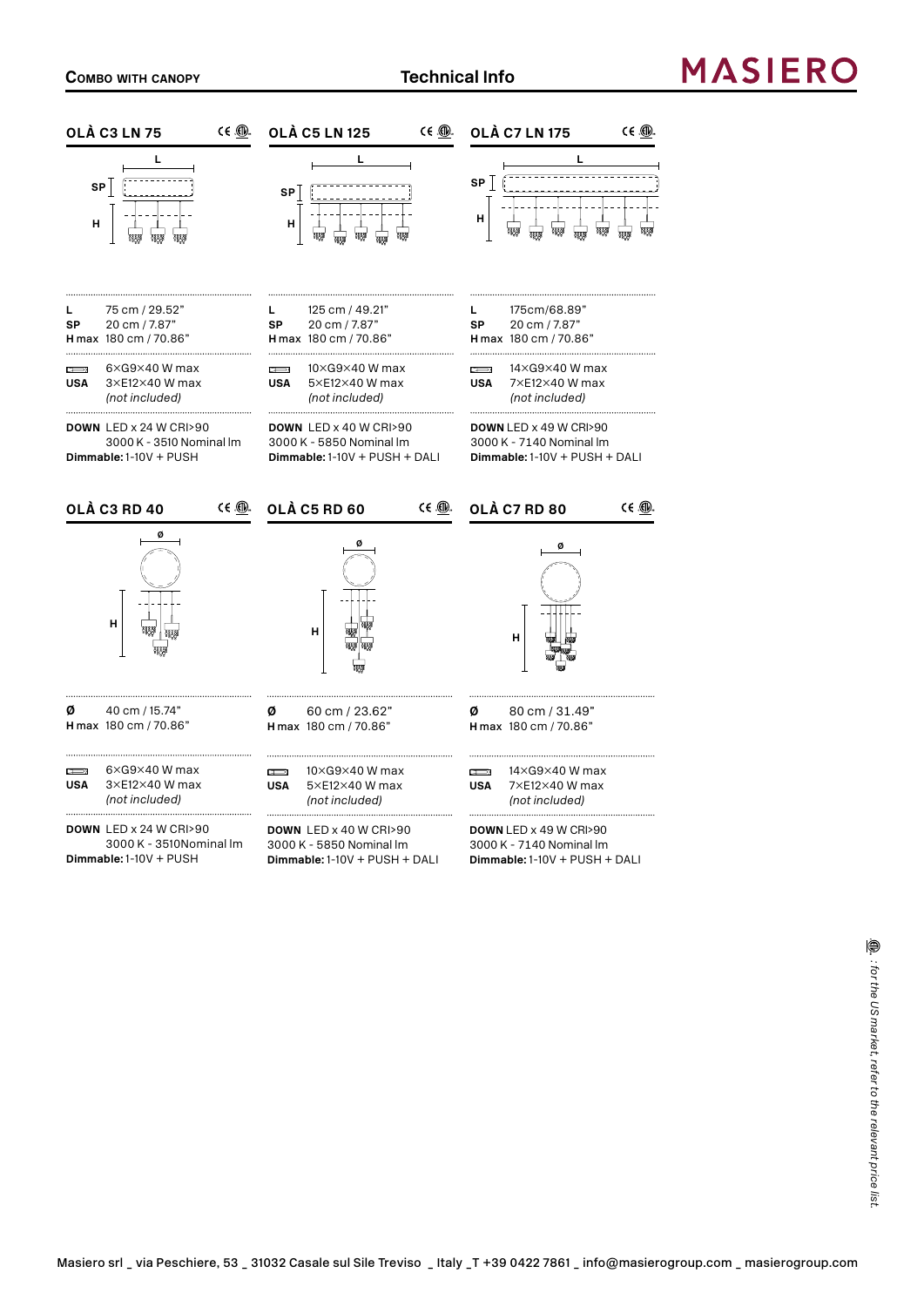**Combo with Canopy** — Technical Info

MASIERO

### OLÀ C3 LN 75

| | |
|---|---|
| **L** | 75 cm / 29.52" |
| **SP** | 20 cm / 7.87" |
| **H max** | 180 cm / 70.86" |

| | |
|---|---|
| | 6×G9×40 W max |
| **USA** | 3×E12×40 W max |
| | *(not included)* |

**DOWN** LED x 24 W CRI>90
3000 K - 3510 Nominal lm
**Dimmable:** 1-10V + PUSH

### OLÀ C5 LN 125

| | |
|---|---|
| **L** | 125 cm / 49.21" |
| **SP** | 20 cm / 7.87" |
| **H max** | 180 cm / 70.86" |

| | |
|---|---|
| | 10×G9×40 W max |
| **USA** | 5×E12×40 W max |
| | *(not included)* |

**DOWN** LED x 40 W CRI>90
3000 K - 5850 Nominal lm
**Dimmable:** 1-10V + PUSH + DALI

### OLÀ C7 LN 175

| | |
|---|---|
| **L** | 175cm/68.89" |
| **SP** | 20 cm / 7.87" |
| **H max** | 180 cm / 70.86" |

| | |
|---|---|
| | 14×G9×40 W max |
| **USA** | 7×E12×40 W max |
| | *(not included)* |

**DOWN** LED x 49 W CRI>90
3000 K - 7140 Nominal lm
**Dimmable:** 1-10V + PUSH + DALI

### OLÀ C3 RD 40

| | |
|---|---|
| **Ø** | 40 cm / 15.74" |
| **H max** | 180 cm / 70.86" |

| | |
|---|---|
| | 6×G9×40 W max |
| **USA** | 3×E12×40 W max |
| | *(not included)* |

**DOWN** LED x 24 W CRI>90
3000 K - 3510Nominal lm
**Dimmable:** 1-10V + PUSH

### OLÀ C5 RD 60

| | |
|---|---|
| **Ø** | 60 cm / 23.62" |
| **H max** | 180 cm / 70.86" |

| | |
|---|---|
| | 10×G9×40 W max |
| **USA** | 5×E12×40 W max |
| | *(not included)* |

**DOWN** LED x 40 W CRI>90
3000 K - 5850 Nominal lm
**Dimmable:** 1-10V + PUSH + DALI

### OLÀ C7 RD 80

| | |
|---|---|
| **Ø** | 80 cm / 31.49" |
| **H max** | 180 cm / 70.86" |

| | |
|---|---|
| | 14×G9×40 W max |
| **USA** | 7×E12×40 W max |
| | *(not included)* |

**DOWN** LED x 49 W CRI>90
3000 K - 7140 Nominal lm
**Dimmable:** 1-10V + PUSH + DALI

*: for the US market, refer to the relevant price list.*

Masiero srl _ via Peschiere, 53 _ 31032 Casale sul Sile Treviso _ Italy _T +39 0422 7861 _ info@masierogroup.com _ masierogroup.com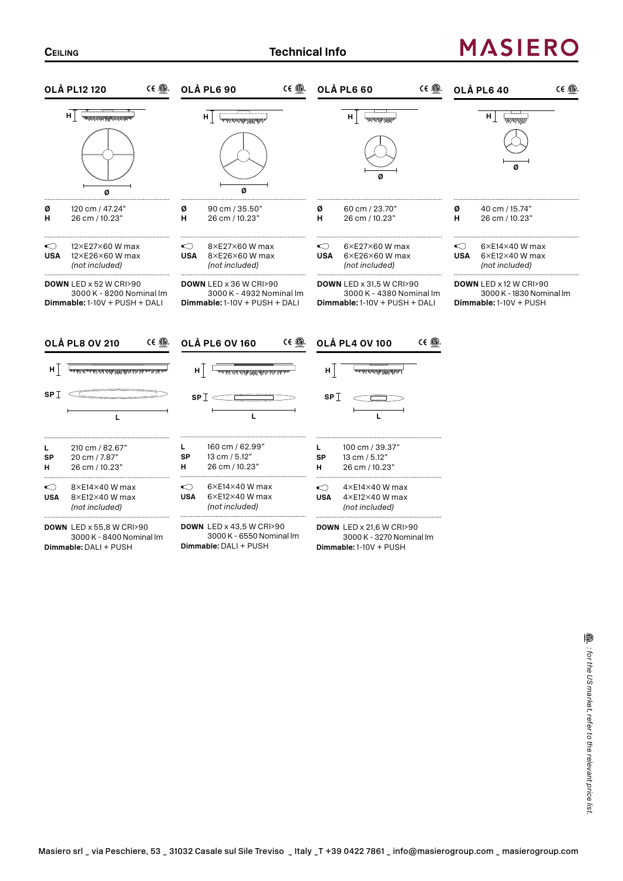CEILING

# Technical Info

## OLÀ PL12 120

CE ⓊⓁ

| | |
|---|---|
| Ø | 120 cm / 47.24" |
| H | 26 cm / 10.23" |

| | |
|---|---|
| ⊂ | 12×E27×60 W max |
| USA | 12×E26×60 W max *(not included)* |

**DOWN** LED x 52 W CRI>90
3000 K - 8200 Nominal lm
**Dimmable:** 1-10V + PUSH + DALI

## OLÀ PL6 90

CE ⓊⓁ

| | |
|---|---|
| Ø | 90 cm / 35.50" |
| H | 26 cm / 10.23" |

| | |
|---|---|
| ⊂ | 8×E27×60 W max |
| USA | 8×E26×60 W max *(not included)* |

**DOWN** LED x 36 W CRI>90
3000 K - 4932 Nominal lm
**Dimmable:** 1-10V + PUSH + DALI

## OLÀ PL6 60

CE ⓊⓁ

| | |
|---|---|
| Ø | 60 cm / 23.70" |
| H | 26 cm / 10.23" |

| | |
|---|---|
| ⊂ | 6×E27×60 W max |
| USA | 6×E26×60 W max *(not included)* |

**DOWN** LED x 31,5 W CRI>90
3000 K - 4380 Nominal lm
**Dimmable:** 1-10V + PUSH + DALI

## OLÀ PL6 40

CE ⓊⓁ

| | |
|---|---|
| Ø | 40 cm / 15.74" |
| H | 26 cm / 10.23" |

| | |
|---|---|
| ⊂ | 6×E14×40 W max |
| USA | 6×E12×40 W max *(not included)* |

**DOWN** LED x 12 W CRI>90
3000 K - 1830 Nominal lm
**Dimmable:** 1-10V + PUSH

## OLÀ PL8 OV 210

CE ⓊⓁ

| | |
|---|---|
| L | 210 cm / 82.67" |
| SP | 20 cm / 7.87" |
| H | 26 cm / 10.23" |

| | |
|---|---|
| ⊂ | 8×E14×40 W max |
| USA | 8×E12×40 W max *(not included)* |

**DOWN** LED x 55,8 W CRI>90
3000 K - 8400 Nominal lm
**Dimmable:** DALI + PUSH

## OLÀ PL6 OV 160

CE ⓊⓁ

| | |
|---|---|
| L | 160 cm / 62.99" |
| SP | 13 cm / 5.12" |
| H | 26 cm / 10.23" |

| | |
|---|---|
| ⊂ | 6×E14×40 W max |
| USA | 6×E12×40 W max *(not included)* |

**DOWN** LED x 43,5 W CRI>90
3000 K - 6550 Nominal lm
**Dimmable:** DALI + PUSH

## OLÀ PL4 OV 100

CE ⓊⓁ

| | |
|---|---|
| L | 100 cm / 39.37" |
| SP | 13 cm / 5.12" |
| H | 26 cm / 10.23" |

| | |
|---|---|
| ⊂ | 4×E14×40 W max |
| USA | 4×E12×40 W max *(not included)* |

**DOWN** LED x 21,6 W CRI>90
3000 K - 3270 Nominal lm
**Dimmable:** 1-10V + PUSH

*ⓊⓁ : for the US market, refer to the relevant price list.*

Masiero srl _ via Peschiere, 53 _ 31032 Casale sul Sile Treviso _ Italy _T +39 0422 7861 _ info@masierogroup.com _ masierogroup.com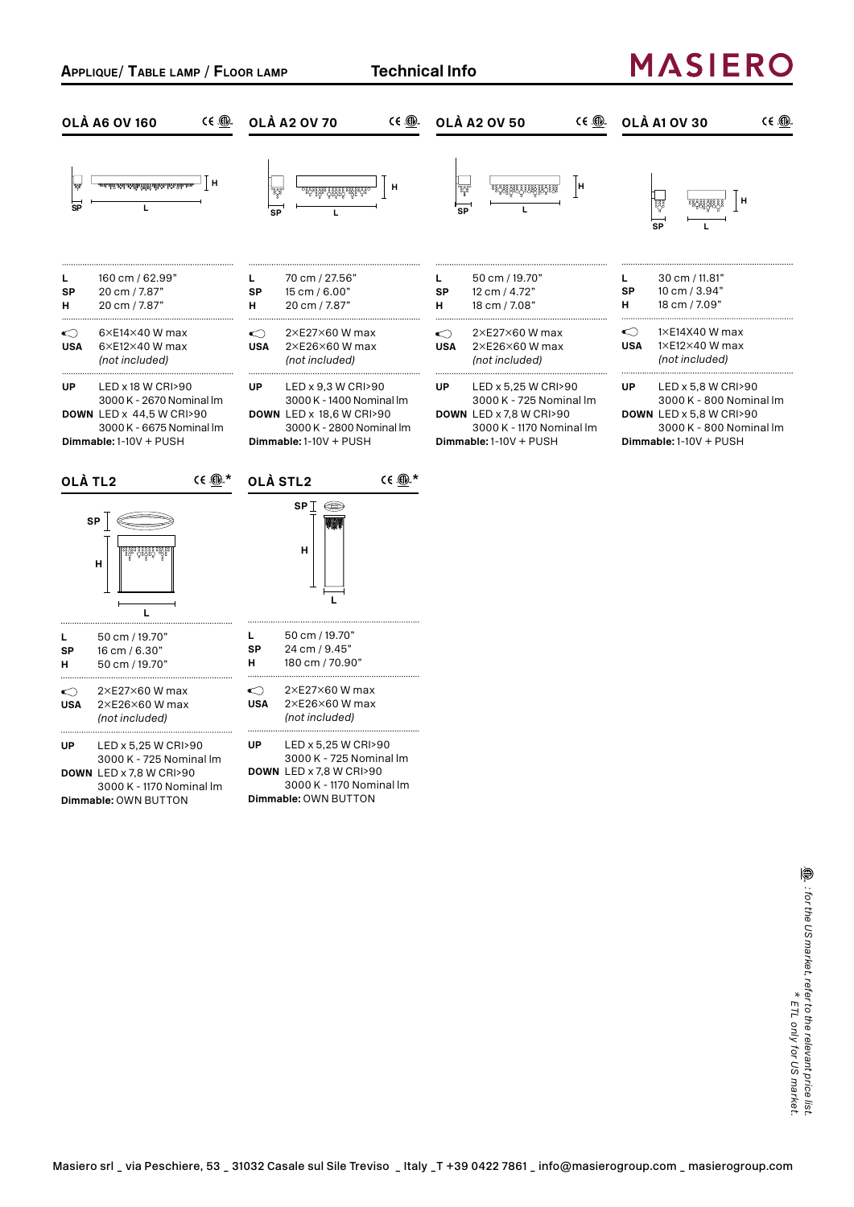## Applique/ Table lamp / Floor lamp

Technical Info

# MASIERO

### OLÀ A6 OV 160

SP L H

| | |
|---|---|
| L | 160 cm / 62.99" |
| SP | 20 cm / 7.87" |
| H | 20 cm / 7.87" |

| | |
|---|---|
| | 6×E14×40 W max |
| USA | 6×E14×40 W max *(not included)* |

**UP** LED x 18 W CRI>90
3000 K - 2670 Nominal lm
**DOWN** LED x 44,5 W CRI>90
3000 K - 6675 Nominal lm
**Dimmable:** 1-10V + PUSH

### OLÀ A2 OV 70

SP L H

| | |
|---|---|
| L | 70 cm / 27.56" |
| SP | 15 cm / 6.00" |
| H | 20 cm / 7.87" |

| | |
|---|---|
| | 2×E27×60 W max |
| USA | 2×E26×60 W max *(not included)* |

**UP** LED x 9,3 W CRI>90
3000 K - 1400 Nominal lm
**DOWN** LED x 18,6 W CRI>90
3000 K - 2800 Nominal lm
**Dimmable:** 1-10V + PUSH

### OLÀ A2 OV 50

SP L H

| | |
|---|---|
| L | 50 cm / 19.70" |
| SP | 12 cm / 4.72" |
| H | 18 cm / 7.08" |

| | |
|---|---|
| | 2×E27×60 W max |
| USA | 2×E26×60 W max *(not included)* |

**UP** LED x 5,25 W CRI>90
3000 K - 725 Nominal lm
**DOWN** LED x 7,8 W CRI>90
3000 K - 1170 Nominal lm
**Dimmable:** 1-10V + PUSH

### OLÀ A1 OV 30

SP L H

| | |
|---|---|
| L | 30 cm / 11.81" |
| SP | 10 cm / 3.94" |
| H | 18 cm / 7.09" |

| | |
|---|---|
| | 1×E14X40 W max |
| USA | 1×E12×40 W max *(not included)* |

**UP** LED x 5,8 W CRI>90
3000 K - 800 Nominal lm
**DOWN** LED x 5,8 W CRI>90
3000 K - 800 Nominal lm
**Dimmable:** 1-10V + PUSH

### OLÀ TL2

SP H L

| | |
|---|---|
| L | 50 cm / 19.70" |
| SP | 16 cm / 6.30" |
| H | 50 cm / 19.70" |

| | |
|---|---|
| | 2×E27×60 W max |
| USA | 2×E26×60 W max *(not included)* |

**UP** LED x 5,25 W CRI>90
3000 K - 725 Nominal lm
**DOWN** LED x 7,8 W CRI>90
3000 K - 1170 Nominal lm
**Dimmable:** OWN BUTTON

### OLÀ STL2

SP H L

| | |
|---|---|
| L | 50 cm / 19.70" |
| SP | 24 cm / 9.45" |
| H | 180 cm / 70.90" |

| | |
|---|---|
| | 2×E27×60 W max |
| USA | 2×E26×60 W max *(not included)* |

**UP** LED x 5,25 W CRI>90
3000 K - 725 Nominal lm
**DOWN** LED x 7,8 W CRI>90
3000 K - 1170 Nominal lm
**Dimmable:** OWN BUTTON

*: for the US market, refer to the relevant price list.*
*\* ETL only for US market.*

Masiero srl _ via Peschiere, 53 _ 31032 Casale sul Sile Treviso _ Italy _T +39 0422 7861 _ info@masierogroup.com _ masierogroup.com